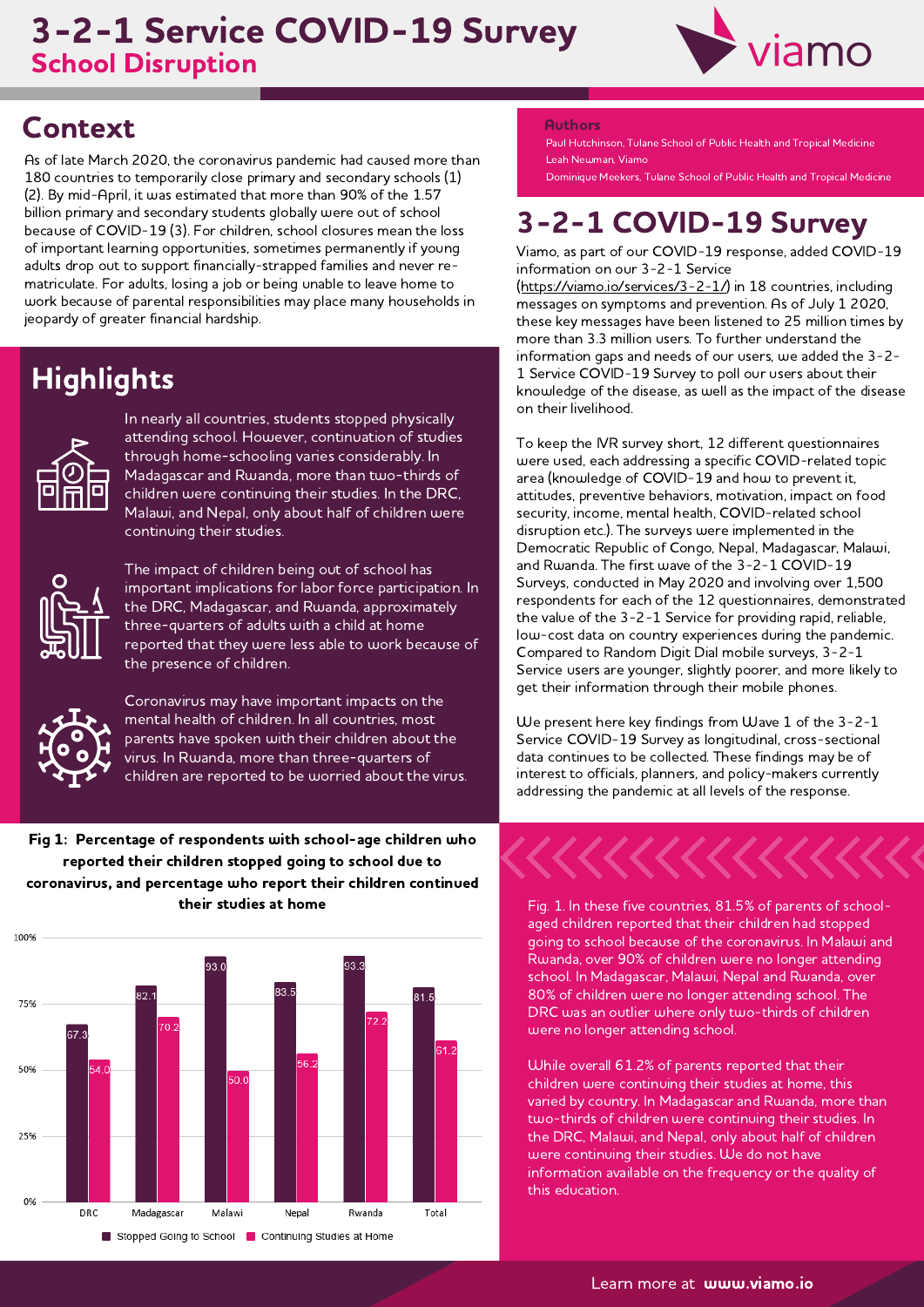# 3-2-1 Service COVID-19 Survey

## School Disruption

## Context

As of late March 2020, the coronavirus pandemic had caused more than 180 countries to temporarily close primary and secondary schools (1) (2). By mid-April, it was estimated that more than 90% of the 1.57 billion primary and secondary students globally were out of school because of COVID-19 (3). For children, school closures mean the loss of important learning opportunities, sometimes permanently if young adults drop out to support financially-strapped families and never re-matriculate. For adults, losing a job or being unable to leave home to work because of parental responsibilities may place many households in jeopardy of greater financial hardship.

## Highlights

In nearly all countries, students stopped physically attending school. However, continuation of studies through home-schooling varies considerably. In Madagascar and Rwanda, more than two-thirds of children were continuing their studies. In the DRC, Malawi, and Nepal, only about half of children were continuing their studies.

The impact of children being out of school has important implications for labor force participation. In the DRC, Madagascar, and Rwanda, approximately three-quarters of adults with a child at home reported that they were less able to work because of the presence of children.

Coronavirus may have important impacts on the mental health of children. In all countries, most parents have spoken with their children about the virus. In Rwanda, more than three-quarters of children are reported to be worried about the virus.

**Authors**

Paul Hutchinson, Tulane School of Public Health and Tropical Medicine
Leah Newman, Viamo
Dominique Meekers, Tulane School of Public Health and Tropical Medicine

## 3-2-1 COVID-19 Survey

Viamo, as part of our COVID-19 response, added COVID-19 information on our 3-2-1 Service (https://viamo.io/services/3-2-1/) in 18 countries, including messages on symptoms and prevention. As of July 1 2020, these key messages have been listened to 25 million times by more than 3.3 million users. To further understand the information gaps and needs of our users, we added the 3-2-1 Service COVID-19 Survey to poll our users about their knowledge of the disease, as well as the impact of the disease on their livelihood.

To keep the IVR survey short, 12 different questionnaires were used, each addressing a specific COVID-related topic area (knowledge of COVID-19 and how to prevent it, attitudes, preventive behaviors, motivation, impact on food security, income, mental health, COVID-related school disruption etc.). The surveys were implemented in the Democratic Republic of Congo, Nepal, Madagascar, Malawi, and Rwanda. The first wave of the 3-2-1 COVID-19 Surveys, conducted in May 2020 and involving over 1,500 respondents for each of the 12 questionnaires, demonstrated the value of the 3-2-1 Service for providing rapid, reliable, low-cost data on country experiences during the pandemic. Compared to Random Digit Dial mobile surveys, 3-2-1 Service users are younger, slightly poorer, and more likely to get their information through their mobile phones.

We present here key findings from Wave 1 of the 3-2-1 Service COVID-19 Survey as longitudinal, cross-sectional data continues to be collected. These findings may be of interest to officials, planners, and policy-makers currently addressing the pandemic at all levels of the response.

**Fig 1: Percentage of respondents with school-age children who reported their children stopped going to school due to coronavirus, and percentage who report their children continued their studies at home**

| Country | Stopped Going to School | Continuing Studies at Home |
|---|---|---|
| DRC | 67.3 | 54.0 |
| Madagascar | 82.1 | 70.2 |
| Malawi | 93.0 | 50.0 |
| Nepal | 83.5 | 56.2 |
| Rwanda | 93.3 | 72.2 |
| Total | 81.5 | 61.2 |

Fig. 1. In these five countries, 81.5% of parents of school-aged children reported that their children had stopped going to school because of the coronavirus. In Malawi and Rwanda, over 90% of children were no longer attending school. In Madagascar, Malawi, Nepal and Rwanda, over 80% of children were no longer attending school. The DRC was an outlier where only two-thirds of children were no longer attending school.

While overall 61.2% of parents reported that their children were continuing their studies at home, this varied by country. In Madagascar and Rwanda, more than two-thirds of children were continuing their studies. In the DRC, Malawi, and Nepal, only about half of children were continuing their studies. We do not have information available on the frequency or the quality of this education.

Learn more at **www.viamo.io**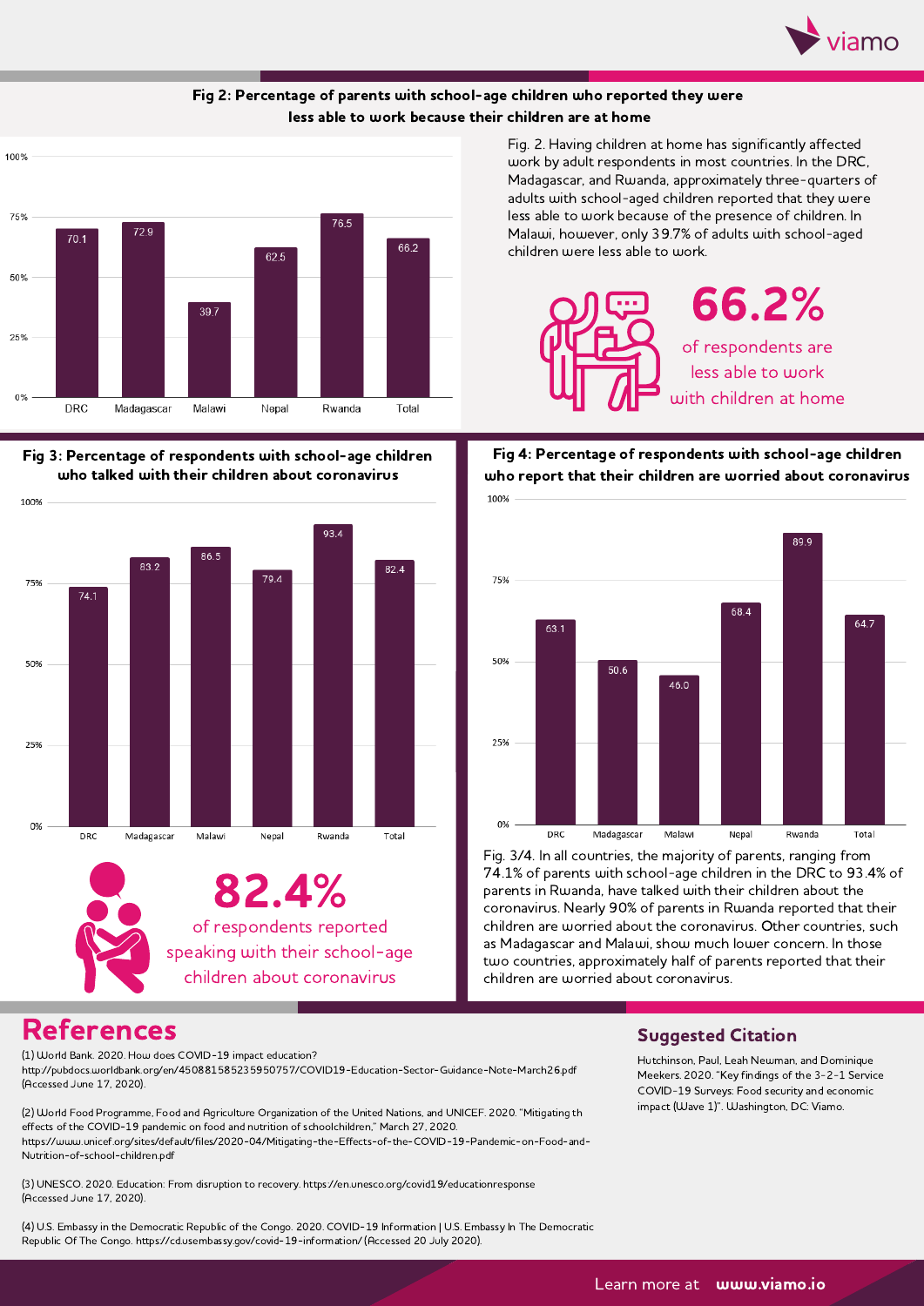viamo

**Fig 2: Percentage of parents with school-age children who reported they were less able to work because their children are at home**

100%
75%
50%
25%
0%

70.1
72.9
39.7
62.5
76.5
66.2

DRC
Madagascar
Malawi
Nepal
Rwanda
Total

Fig. 2. Having children at home has significantly affected work by adult respondents in most countries. In the DRC, Madagascar, and Rwanda, approximately three-quarters of adults with school-aged children reported that they were less able to work because of the presence of children. In Malawi, however, only 39.7% of adults with school-aged children were less able to work.

**66.2%**
of respondents are less able to work with children at home

**Fig 3: Percentage of respondents with school-age children who talked with their children about coronavirus**

100%
75%
50%
25%
0%

74.1
83.2
86.5
79.4
93.4
82.4

DRC
Madagascar
Malawi
Nepal
Rwanda
Total

**82.4%**
of respondents reported speaking with their school-age children about coronavirus

**Fig 4: Percentage of respondents with school-age children who report that their children are worried about coronavirus**

100%
75%
50%
25%
0%

63.1
50.6
46.0
68.4
89.9
64.7

DRC
Madagascar
Malawi
Nepal
Rwanda
Total

Fig. 3/4. In all countries, the majority of parents, ranging from 74.1% of parents with school-age children in the DRC to 93.4% of parents in Rwanda, have talked with their children about the coronavirus. Nearly 90% of parents in Rwanda reported that their children are worried about the coronavirus. Other countries, such as Madagascar and Malawi, show much lower concern. In those two countries, approximately half of parents reported that their children are worried about coronavirus.

## References

(1) World Bank. 2020. How does COVID-19 impact education? http://pubdocs.worldbank.org/en/450881585235950757/COVID19-Education-Sector-Guidance-Note-March26.pdf (Accessed June 17, 2020).

(2) World Food Programme, Food and Agriculture Organization of the United Nations, and UNICEF. 2020. "Mitigating th effects of the COVID-19 pandemic on food and nutrition of schoolchildren," March 27, 2020. https://www.unicef.org/sites/default/files/2020-04/Mitigating-the-Effects-of-the-COVID-19-Pandemic-on-Food-and-Nutrition-of-school-children.pdf

(3) UNESCO. 2020. Education: From disruption to recovery. https://en.unesco.org/covid19/educationresponse (Accessed June 17, 2020).

(4) U.S. Embassy in the Democratic Republic of the Congo. 2020. COVID-19 Information | U.S. Embassy In The Democratic Republic Of The Congo. https://cd.usembassy.gov/covid-19-information/ (Accessed 20 July 2020).

## Suggested Citation

Hutchinson, Paul, Leah Newman, and Dominique Meekers. 2020. "Key findings of the 3-2-1 Service COVID-19 Surveys: Food security and economic impact (Wave 1)". Washington, DC: Viamo.

Learn more at **www.viamo.io**